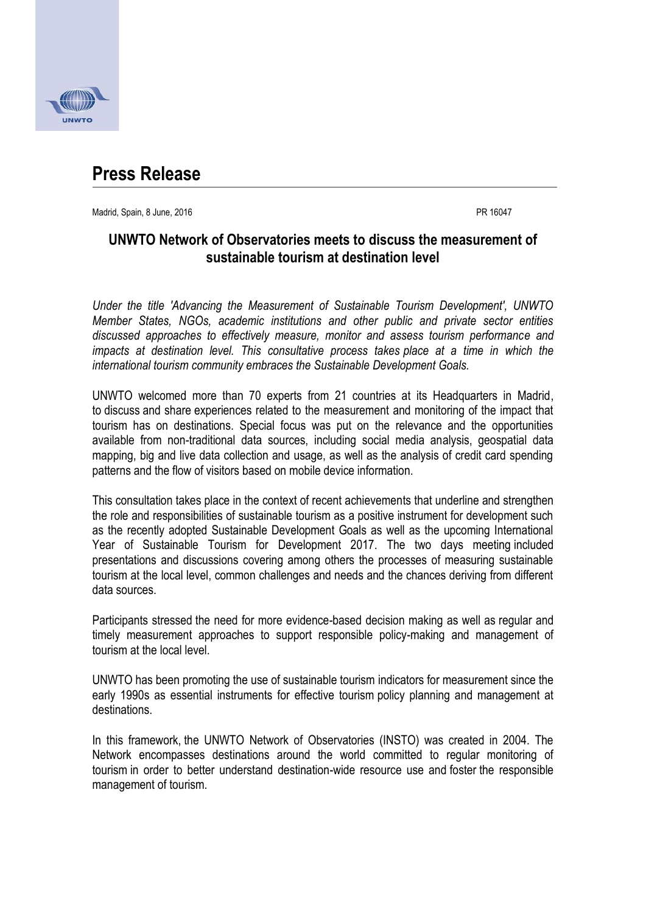# Press Release

Madrid, Spain, 8 June, 2016 PR 16047

## UNWTO Network of Observatories meets to discuss the measurement of sustainable tourism at destination level

*Under the title 'Advancing the Measurement of Sustainable Tourism Development', UNWTO Member States, NGOs, academic institutions and other public and private sector entities discussed approaches to effectively measure, monitor and assess tourism performance and impacts at destination level. This consultative process takes place at a time in which the international tourism community embraces the Sustainable Development Goals.*

UNWTO welcomed more than 70 experts from 21 countries at its Headquarters in Madrid, to discuss and share experiences related to the measurement and monitoring of the impact that tourism has on destinations. Special focus was put on the relevance and the opportunities available from non-traditional data sources, including social media analysis, geospatial data mapping, big and live data collection and usage, as well as the analysis of credit card spending patterns and the flow of visitors based on mobile device information.

This consultation takes place in the context of recent achievements that underline and strengthen the role and responsibilities of sustainable tourism as a positive instrument for development such as the recently adopted Sustainable Development Goals as well as the upcoming International Year of Sustainable Tourism for Development 2017. The two days meeting included presentations and discussions covering among others the processes of measuring sustainable tourism at the local level, common challenges and needs and the chances deriving from different data sources.

Participants stressed the need for more evidence-based decision making as well as regular and timely measurement approaches to support responsible policy-making and management of tourism at the local level.

UNWTO has been promoting the use of sustainable tourism indicators for measurement since the early 1990s as essential instruments for effective tourism policy planning and management at destinations.

In this framework, the UNWTO Network of Observatories (INSTO) was created in 2004. The Network encompasses destinations around the world committed to regular monitoring of tourism in order to better understand destination-wide resource use and foster the responsible management of tourism.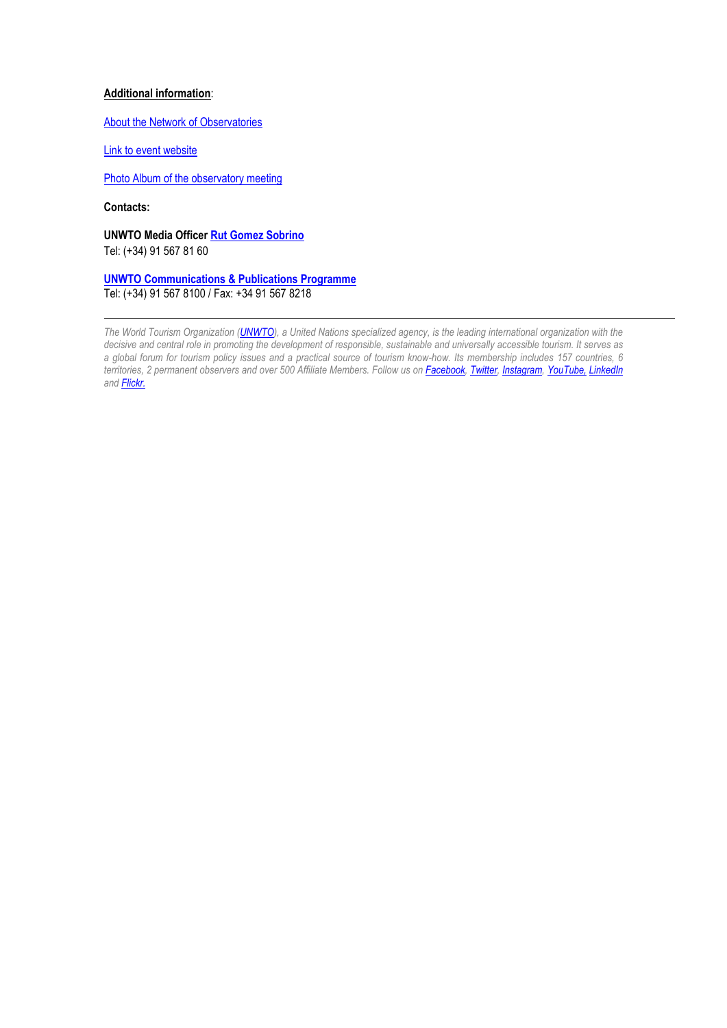**Additional information**:

About the Network of Observatories

Link to event website

Photo Album of the observatory meeting

**Contacts:**

**UNWTO Media Officer Rut Gomez Sobrino**
Tel: (+34) 91 567 81 60

**UNWTO Communications & Publications Programme**
Tel: (+34) 91 567 8100 / Fax: +34 91 567 8218

---

*The World Tourism Organization (UNWTO), a United Nations specialized agency, is the leading international organization with the decisive and central role in promoting the development of responsible, sustainable and universally accessible tourism. It serves as a global forum for tourism policy issues and a practical source of tourism know-how. Its membership includes 157 countries, 6 territories, 2 permanent observers and over 500 Affiliate Members. Follow us on Facebook, Twitter, Instagram, YouTube, LinkedIn and Flickr.*